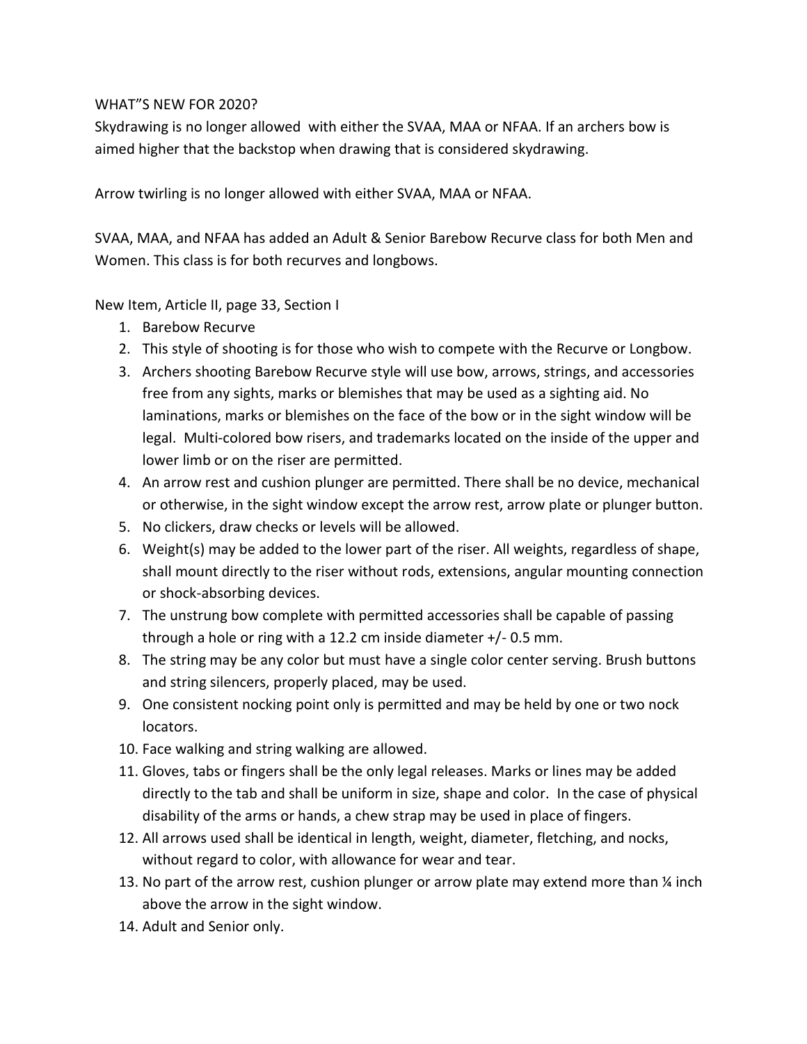WHAT"S NEW FOR 2020?

Skydrawing is no longer allowed with either the SVAA, MAA or NFAA. If an archers bow is aimed higher that the backstop when drawing that is considered skydrawing.

Arrow twirling is no longer allowed with either SVAA, MAA or NFAA.

SVAA, MAA, and NFAA has added an Adult & Senior Barebow Recurve class for both Men and Women. This class is for both recurves and longbows.

New Item, Article II, page 33, Section I

1. Barebow Recurve
2. This style of shooting is for those who wish to compete with the Recurve or Longbow.
3. Archers shooting Barebow Recurve style will use bow, arrows, strings, and accessories free from any sights, marks or blemishes that may be used as a sighting aid. No laminations, marks or blemishes on the face of the bow or in the sight window will be legal. Multi-colored bow risers, and trademarks located on the inside of the upper and lower limb or on the riser are permitted.
4. An arrow rest and cushion plunger are permitted. There shall be no device, mechanical or otherwise, in the sight window except the arrow rest, arrow plate or plunger button.
5. No clickers, draw checks or levels will be allowed.
6. Weight(s) may be added to the lower part of the riser. All weights, regardless of shape, shall mount directly to the riser without rods, extensions, angular mounting connection or shock-absorbing devices.
7. The unstrung bow complete with permitted accessories shall be capable of passing through a hole or ring with a 12.2 cm inside diameter +/- 0.5 mm.
8. The string may be any color but must have a single color center serving. Brush buttons and string silencers, properly placed, may be used.
9. One consistent nocking point only is permitted and may be held by one or two nock locators.
10. Face walking and string walking are allowed.
11. Gloves, tabs or fingers shall be the only legal releases. Marks or lines may be added directly to the tab and shall be uniform in size, shape and color. In the case of physical disability of the arms or hands, a chew strap may be used in place of fingers.
12. All arrows used shall be identical in length, weight, diameter, fletching, and nocks, without regard to color, with allowance for wear and tear.
13. No part of the arrow rest, cushion plunger or arrow plate may extend more than ¼ inch above the arrow in the sight window.
14. Adult and Senior only.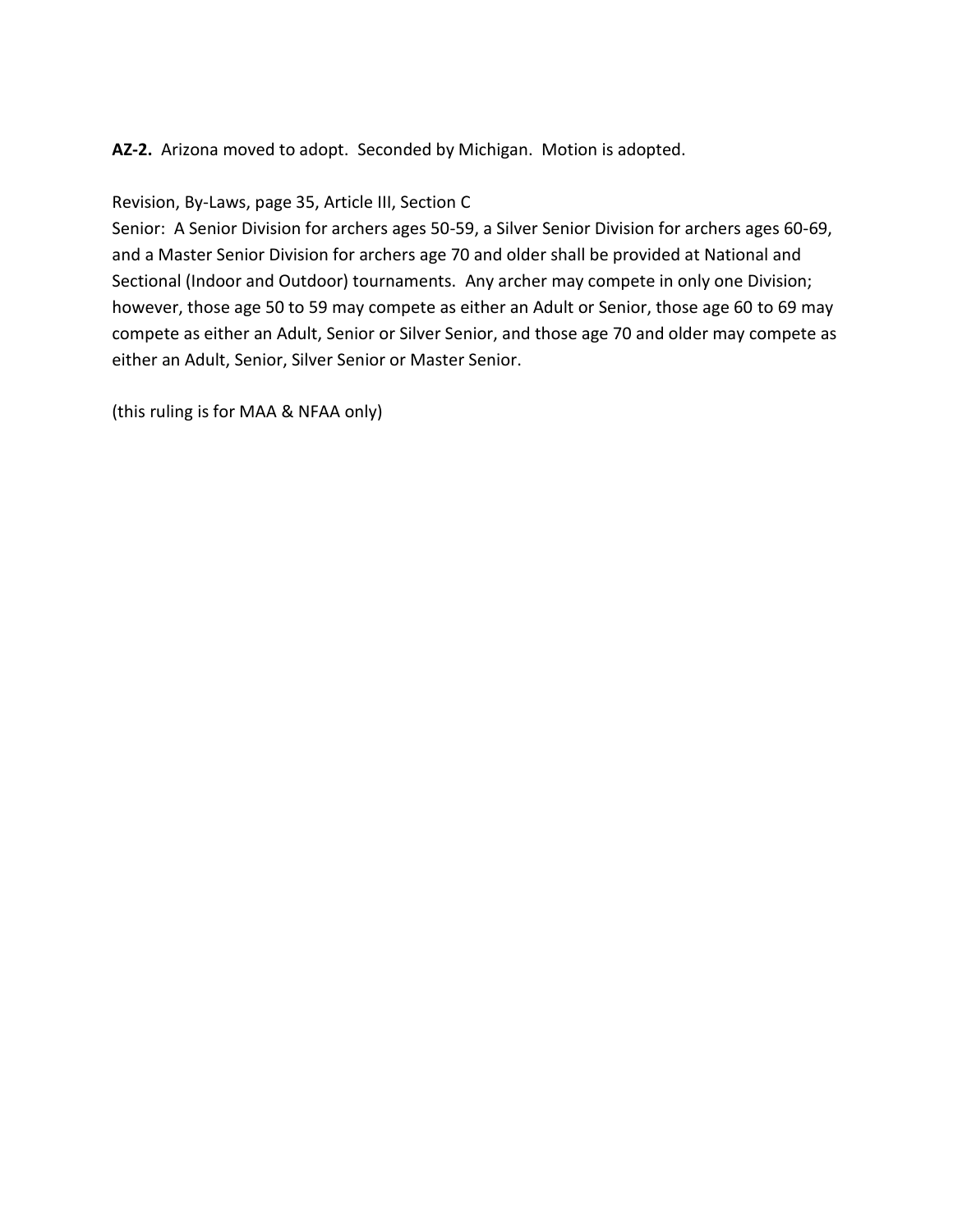**AZ-2.** Arizona moved to adopt. Seconded by Michigan. Motion is adopted.

Revision, By-Laws, page 35, Article III, Section C
Senior: A Senior Division for archers ages 50-59, a Silver Senior Division for archers ages 60-69, and a Master Senior Division for archers age 70 and older shall be provided at National and Sectional (Indoor and Outdoor) tournaments. Any archer may compete in only one Division; however, those age 50 to 59 may compete as either an Adult or Senior, those age 60 to 69 may compete as either an Adult, Senior or Silver Senior, and those age 70 and older may compete as either an Adult, Senior, Silver Senior or Master Senior.

(this ruling is for MAA & NFAA only)